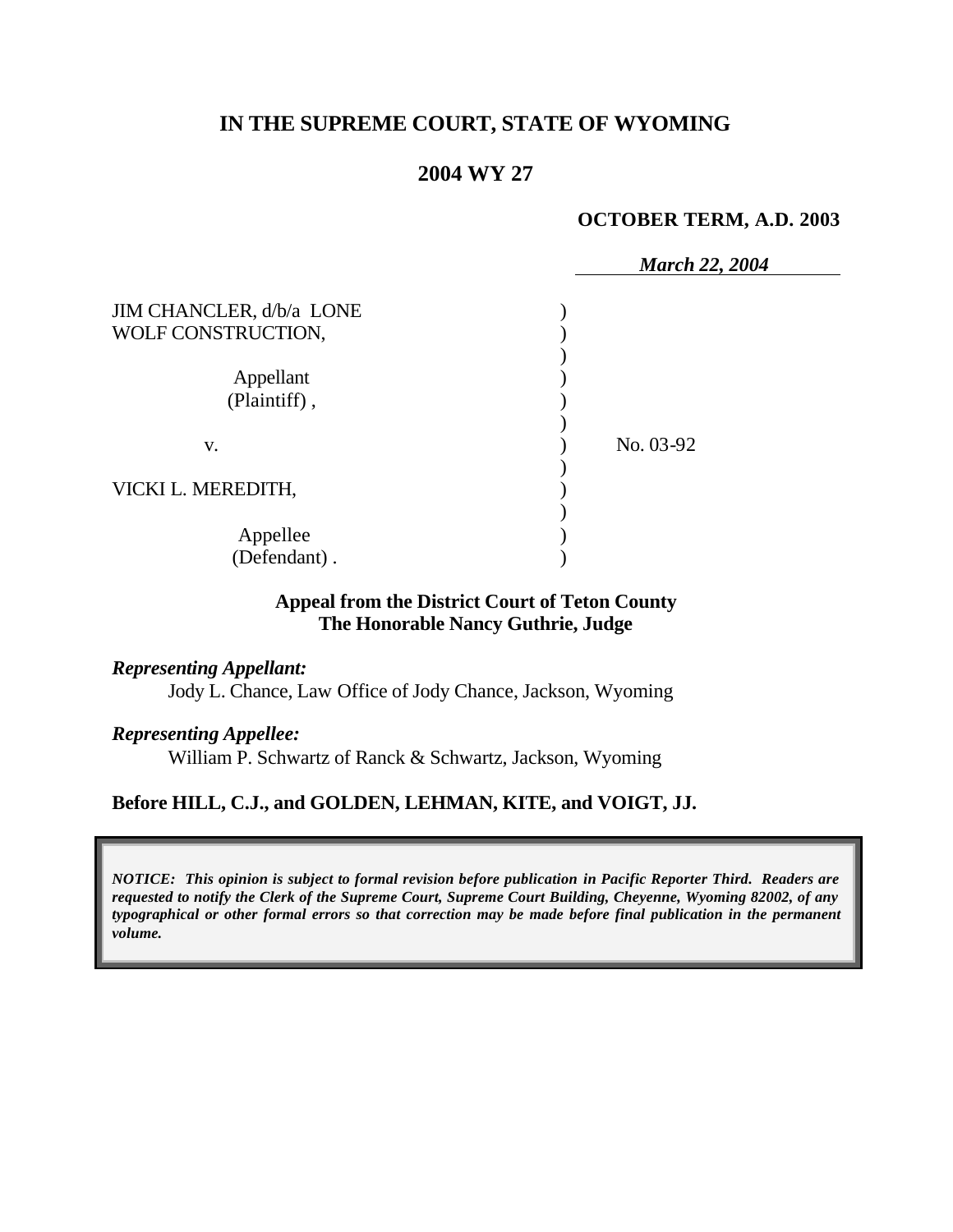# IN THE SUPREME COURT, STATE OF WYOMING

## 2004 WY 27

**OCTOBER TERM, A.D. 2003**

*March 22, 2004*

JIM CHANCLER, d/b/a LONE WOLF CONSTRUCTION,

Appellant (Plaintiff),

v.

VICKI L. MEREDITH,

Appellee (Defendant).

No. 03-92

**Appeal from the District Court of Teton County**
**The Honorable Nancy Guthrie, Judge**

***Representing Appellant:***

Jody L. Chance, Law Office of Jody Chance, Jackson, Wyoming

***Representing Appellee:***

William P. Schwartz of Ranck & Schwartz, Jackson, Wyoming

**Before HILL, C.J., and GOLDEN, LEHMAN, KITE, and VOIGT, JJ.**

***NOTICE: This opinion is subject to formal revision before publication in Pacific Reporter Third. Readers are requested to notify the Clerk of the Supreme Court, Supreme Court Building, Cheyenne, Wyoming 82002, of any typographical or other formal errors so that correction may be made before final publication in the permanent volume.***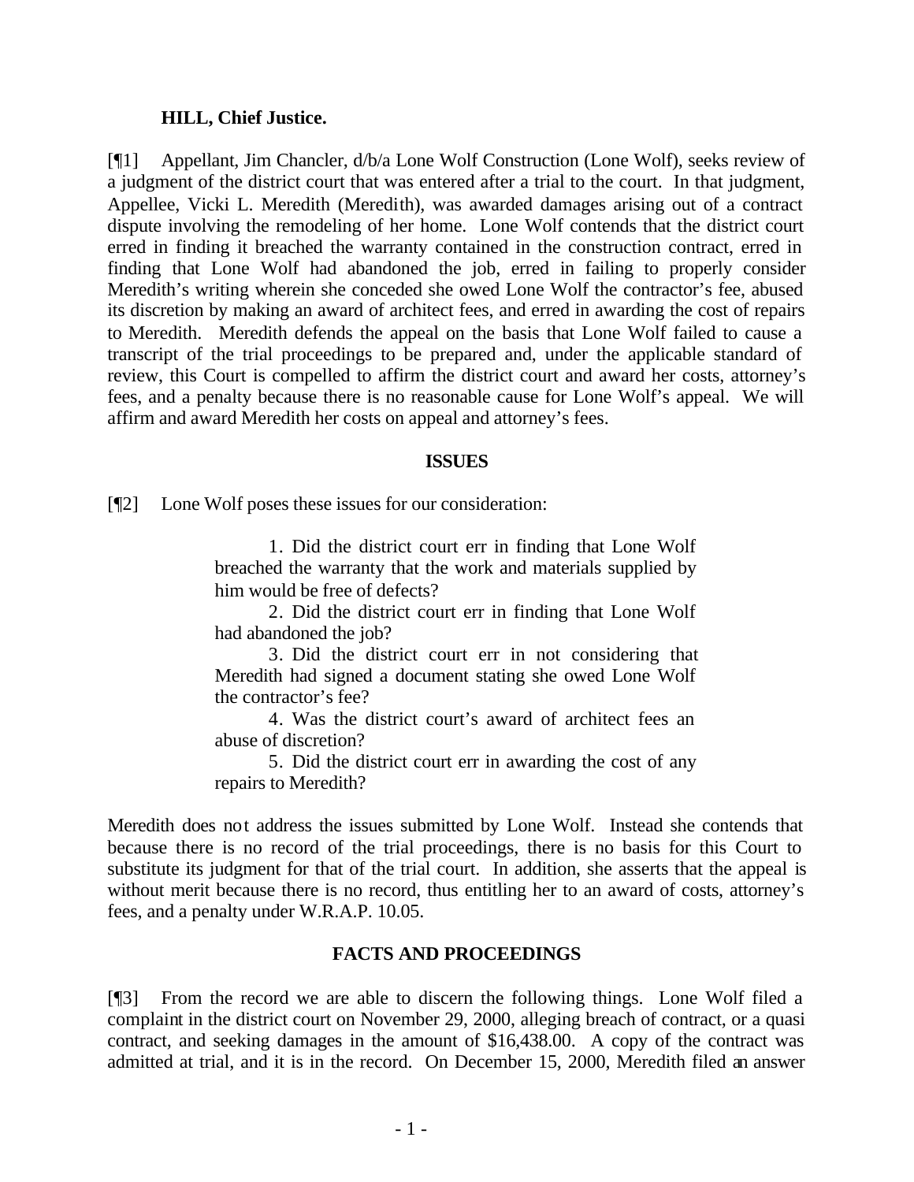**HILL, Chief Justice.**

[¶1] Appellant, Jim Chancler, d/b/a Lone Wolf Construction (Lone Wolf), seeks review of a judgment of the district court that was entered after a trial to the court. In that judgment, Appellee, Vicki L. Meredith (Meredith), was awarded damages arising out of a contract dispute involving the remodeling of her home. Lone Wolf contends that the district court erred in finding it breached the warranty contained in the construction contract, erred in finding that Lone Wolf had abandoned the job, erred in failing to properly consider Meredith's writing wherein she conceded she owed Lone Wolf the contractor's fee, abused its discretion by making an award of architect fees, and erred in awarding the cost of repairs to Meredith. Meredith defends the appeal on the basis that Lone Wolf failed to cause a transcript of the trial proceedings to be prepared and, under the applicable standard of review, this Court is compelled to affirm the district court and award her costs, attorney's fees, and a penalty because there is no reasonable cause for Lone Wolf's appeal. We will affirm and award Meredith her costs on appeal and attorney's fees.

## ISSUES

[¶2] Lone Wolf poses these issues for our consideration:

> 1. Did the district court err in finding that Lone Wolf breached the warranty that the work and materials supplied by him would be free of defects?
>
> 2. Did the district court err in finding that Lone Wolf had abandoned the job?
>
> 3. Did the district court err in not considering that Meredith had signed a document stating she owed Lone Wolf the contractor's fee?
>
> 4. Was the district court's award of architect fees an abuse of discretion?
>
> 5. Did the district court err in awarding the cost of any repairs to Meredith?

Meredith does not address the issues submitted by Lone Wolf. Instead she contends that because there is no record of the trial proceedings, there is no basis for this Court to substitute its judgment for that of the trial court. In addition, she asserts that the appeal is without merit because there is no record, thus entitling her to an award of costs, attorney's fees, and a penalty under W.R.A.P. 10.05.

## FACTS AND PROCEEDINGS

[¶3] From the record we are able to discern the following things. Lone Wolf filed a complaint in the district court on November 29, 2000, alleging breach of contract, or a quasi contract, and seeking damages in the amount of $16,438.00. A copy of the contract was admitted at trial, and it is in the record. On December 15, 2000, Meredith filed an answer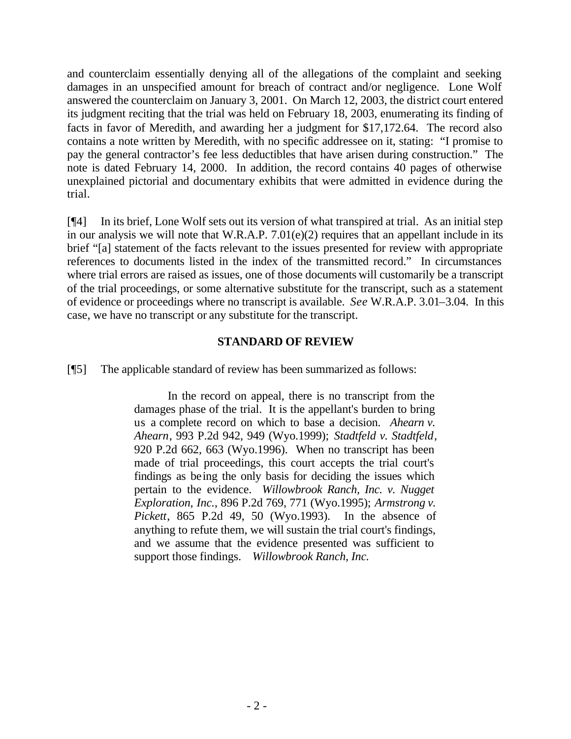and counterclaim essentially denying all of the allegations of the complaint and seeking damages in an unspecified amount for breach of contract and/or negligence. Lone Wolf answered the counterclaim on January 3, 2001. On March 12, 2003, the district court entered its judgment reciting that the trial was held on February 18, 2003, enumerating its finding of facts in favor of Meredith, and awarding her a judgment for $17,172.64. The record also contains a note written by Meredith, with no specific addressee on it, stating: "I promise to pay the general contractor's fee less deductibles that have arisen during construction." The note is dated February 14, 2000. In addition, the record contains 40 pages of otherwise unexplained pictorial and documentary exhibits that were admitted in evidence during the trial.

[¶4] In its brief, Lone Wolf sets out its version of what transpired at trial. As an initial step in our analysis we will note that W.R.A.P. 7.01(e)(2) requires that an appellant include in its brief "[a] statement of the facts relevant to the issues presented for review with appropriate references to documents listed in the index of the transmitted record." In circumstances where trial errors are raised as issues, one of those documents will customarily be a transcript of the trial proceedings, or some alternative substitute for the transcript, such as a statement of evidence or proceedings where no transcript is available. *See* W.R.A.P. 3.01–3.04. In this case, we have no transcript or any substitute for the transcript.

## STANDARD OF REVIEW

[¶5] The applicable standard of review has been summarized as follows:

> In the record on appeal, there is no transcript from the damages phase of the trial. It is the appellant's burden to bring us a complete record on which to base a decision. *Ahearn v. Ahearn*, 993 P.2d 942, 949 (Wyo.1999); *Stadtfeld v. Stadtfeld*, 920 P.2d 662, 663 (Wyo.1996). When no transcript has been made of trial proceedings, this court accepts the trial court's findings as being the only basis for deciding the issues which pertain to the evidence. *Willowbrook Ranch, Inc. v. Nugget Exploration, Inc.*, 896 P.2d 769, 771 (Wyo.1995); *Armstrong v. Pickett*, 865 P.2d 49, 50 (Wyo.1993). In the absence of anything to refute them, we will sustain the trial court's findings, and we assume that the evidence presented was sufficient to support those findings. *Willowbrook Ranch, Inc.*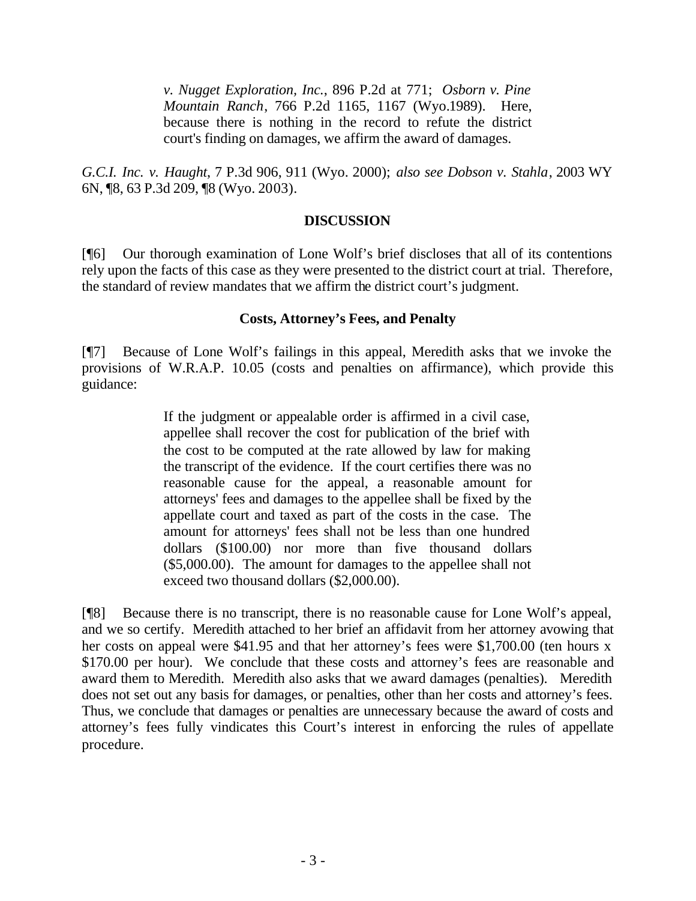> *v. Nugget Exploration, Inc.*, 896 P.2d at 771; *Osborn v. Pine Mountain Ranch*, 766 P.2d 1165, 1167 (Wyo.1989). Here, because there is nothing in the record to refute the district court's finding on damages, we affirm the award of damages.

*G.C.I. Inc. v. Haught*, 7 P.3d 906, 911 (Wyo. 2000); *also see Dobson v. Stahla*, 2003 WY 6N, ¶8, 63 P.3d 209, ¶8 (Wyo. 2003).

## DISCUSSION

[¶6] Our thorough examination of Lone Wolf's brief discloses that all of its contentions rely upon the facts of this case as they were presented to the district court at trial. Therefore, the standard of review mandates that we affirm the district court's judgment.

### Costs, Attorney's Fees, and Penalty

[¶7] Because of Lone Wolf's failings in this appeal, Meredith asks that we invoke the provisions of W.R.A.P. 10.05 (costs and penalties on affirmance), which provide this guidance:

> If the judgment or appealable order is affirmed in a civil case, appellee shall recover the cost for publication of the brief with the cost to be computed at the rate allowed by law for making the transcript of the evidence. If the court certifies there was no reasonable cause for the appeal, a reasonable amount for attorneys' fees and damages to the appellee shall be fixed by the appellate court and taxed as part of the costs in the case. The amount for attorneys' fees shall not be less than one hundred dollars ($100.00) nor more than five thousand dollars ($5,000.00). The amount for damages to the appellee shall not exceed two thousand dollars ($2,000.00).

[¶8] Because there is no transcript, there is no reasonable cause for Lone Wolf's appeal, and we so certify. Meredith attached to her brief an affidavit from her attorney avowing that her costs on appeal were $41.95 and that her attorney's fees were $1,700.00 (ten hours x $170.00 per hour). We conclude that these costs and attorney's fees are reasonable and award them to Meredith. Meredith also asks that we award damages (penalties). Meredith does not set out any basis for damages, or penalties, other than her costs and attorney's fees. Thus, we conclude that damages or penalties are unnecessary because the award of costs and attorney's fees fully vindicates this Court's interest in enforcing the rules of appellate procedure.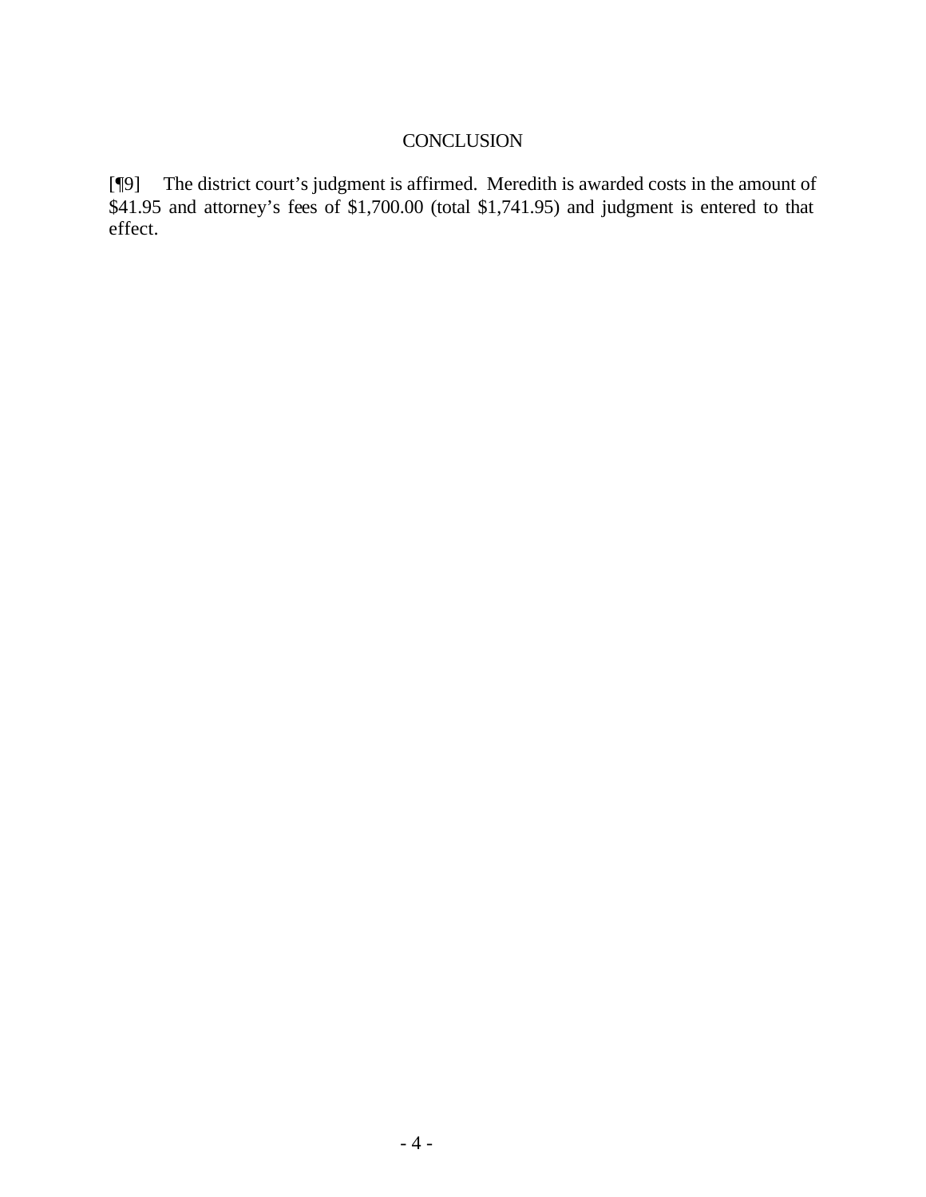## CONCLUSION

[¶9] The district court's judgment is affirmed. Meredith is awarded costs in the amount of $41.95 and attorney's fees of $1,700.00 (total $1,741.95) and judgment is entered to that effect.